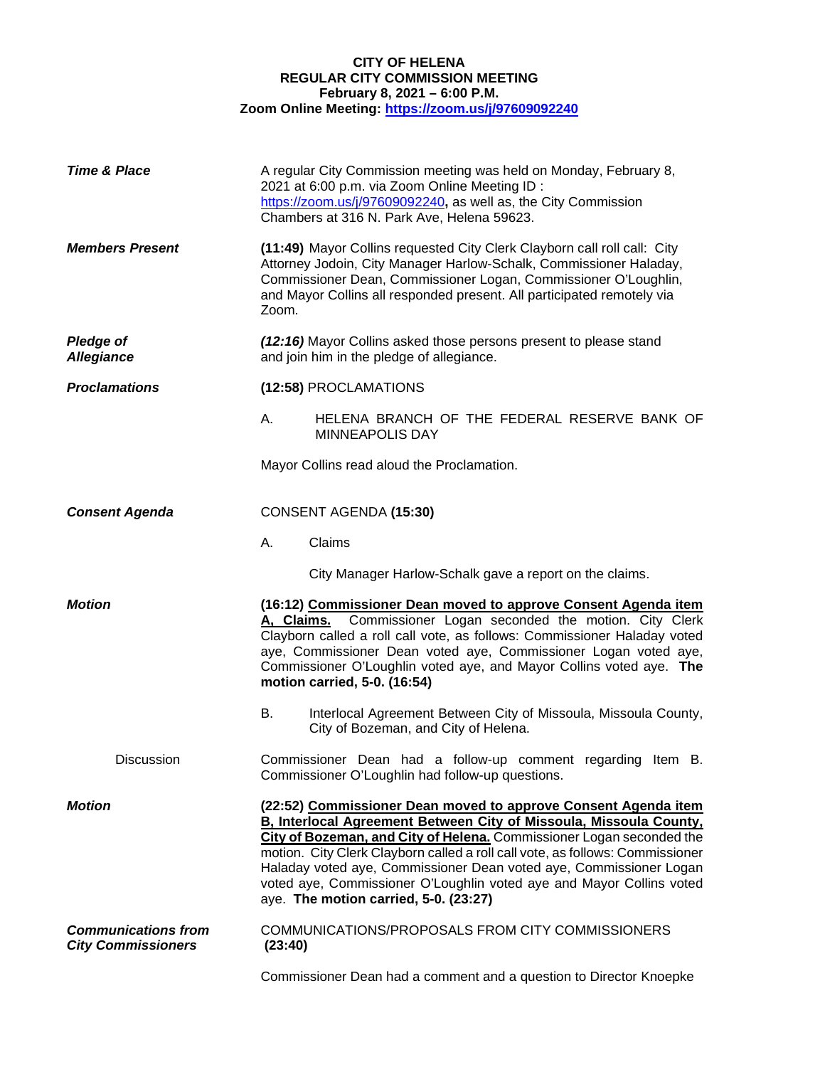**CITY OF HELENA**
**REGULAR CITY COMMISSION MEETING**
**February 8, 2021 – 6:00 P.M.**
**Zoom Online Meeting: https://zoom.us/j/97609092240**

***Time & Place***

A regular City Commission meeting was held on Monday, February 8, 2021 at 6:00 p.m. via Zoom Online Meeting ID : https://zoom.us/j/97609092240**,** as well as, the City Commission Chambers at 316 N. Park Ave, Helena 59623.

***Members Present***

**(11:49)** Mayor Collins requested City Clerk Clayborn call roll call: City Attorney Jodoin, City Manager Harlow-Schalk, Commissioner Haladay, Commissioner Dean, Commissioner Logan, Commissioner O'Loughlin, and Mayor Collins all responded present. All participated remotely via Zoom.

***Pledge of Allegiance***

***(12:16)*** Mayor Collins asked those persons present to please stand and join him in the pledge of allegiance.

***Proclamations***

**(12:58)** PROCLAMATIONS

A. HELENA BRANCH OF THE FEDERAL RESERVE BANK OF MINNEAPOLIS DAY

Mayor Collins read aloud the Proclamation.

***Consent Agenda***

CONSENT AGENDA **(15:30)**

A. Claims

City Manager Harlow-Schalk gave a report on the claims.

***Motion***

**(16:12) Commissioner Dean moved to approve Consent Agenda item A, Claims.** Commissioner Logan seconded the motion. City Clerk Clayborn called a roll call vote, as follows: Commissioner Haladay voted aye, Commissioner Dean voted aye, Commissioner Logan voted aye, Commissioner O'Loughlin voted aye, and Mayor Collins voted aye. **The motion carried, 5-0. (16:54)**

B. Interlocal Agreement Between City of Missoula, Missoula County, City of Bozeman, and City of Helena.

Discussion

Commissioner Dean had a follow-up comment regarding Item B. Commissioner O'Loughlin had follow-up questions.

***Motion***

**(22:52) Commissioner Dean moved to approve Consent Agenda item B, Interlocal Agreement Between City of Missoula, Missoula County, City of Bozeman, and City of Helena.** Commissioner Logan seconded the motion. City Clerk Clayborn called a roll call vote, as follows: Commissioner Haladay voted aye, Commissioner Dean voted aye, Commissioner Logan voted aye, Commissioner O'Loughlin voted aye and Mayor Collins voted aye. **The motion carried, 5-0. (23:27)**

***Communications from City Commissioners***

COMMUNICATIONS/PROPOSALS FROM CITY COMMISSIONERS **(23:40)**

Commissioner Dean had a comment and a question to Director Knoepke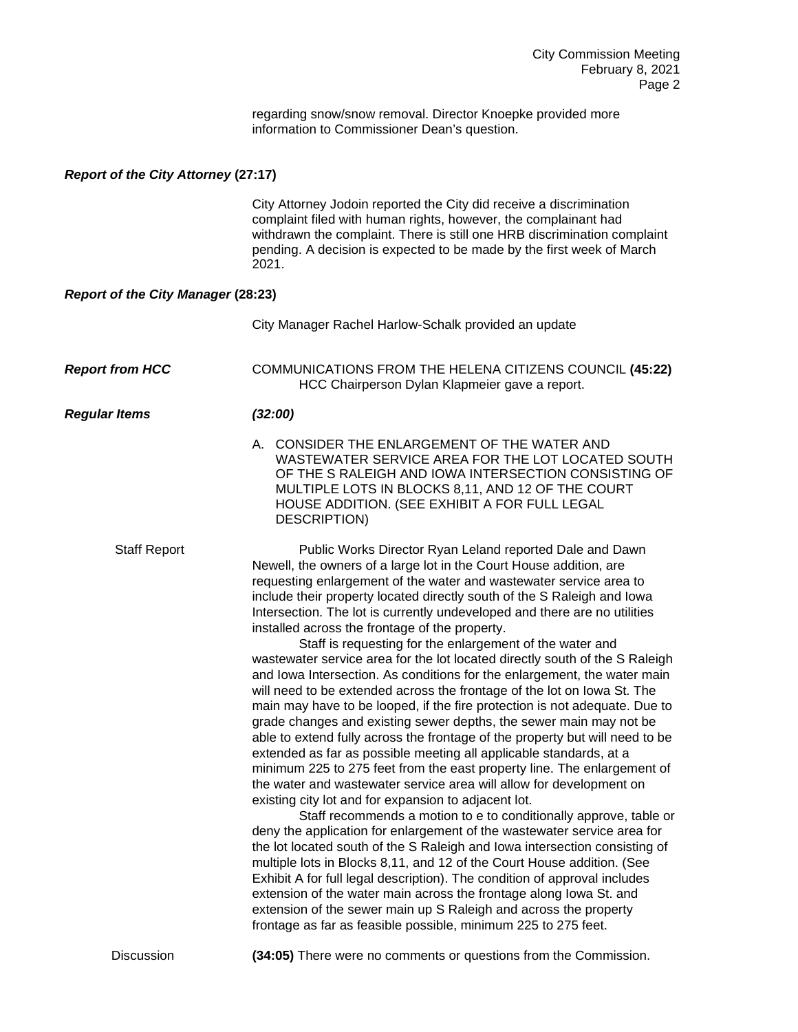regarding snow/snow removal. Director Knoepke provided more information to Commissioner Dean's question.

***Report of the City Attorney* (27:17)**

City Attorney Jodoin reported the City did receive a discrimination complaint filed with human rights, however, the complainant had withdrawn the complaint. There is still one HRB discrimination complaint pending. A decision is expected to be made by the first week of March 2021.

***Report of the City Manager* (28:23)**

City Manager Rachel Harlow-Schalk provided an update

***Report from HCC***

COMMUNICATIONS FROM THE HELENA CITIZENS COUNCIL **(45:22)**
HCC Chairperson Dylan Klapmeier gave a report.

***Regular Items*** ***(32:00)***

A. CONSIDER THE ENLARGEMENT OF THE WATER AND WASTEWATER SERVICE AREA FOR THE LOT LOCATED SOUTH OF THE S RALEIGH AND IOWA INTERSECTION CONSISTING OF MULTIPLE LOTS IN BLOCKS 8,11, AND 12 OF THE COURT HOUSE ADDITION. (SEE EXHIBIT A FOR FULL LEGAL DESCRIPTION)

Staff Report

Public Works Director Ryan Leland reported Dale and Dawn Newell, the owners of a large lot in the Court House addition, are requesting enlargement of the water and wastewater service area to include their property located directly south of the S Raleigh and Iowa Intersection. The lot is currently undeveloped and there are no utilities installed across the frontage of the property.

Staff is requesting for the enlargement of the water and wastewater service area for the lot located directly south of the S Raleigh and Iowa Intersection. As conditions for the enlargement, the water main will need to be extended across the frontage of the lot on Iowa St. The main may have to be looped, if the fire protection is not adequate. Due to grade changes and existing sewer depths, the sewer main may not be able to extend fully across the frontage of the property but will need to be extended as far as possible meeting all applicable standards, at a minimum 225 to 275 feet from the east property line. The enlargement of the water and wastewater service area will allow for development on existing city lot and for expansion to adjacent lot.

Staff recommends a motion to e to conditionally approve, table or deny the application for enlargement of the wastewater service area for the lot located south of the S Raleigh and Iowa intersection consisting of multiple lots in Blocks 8,11, and 12 of the Court House addition. (See Exhibit A for full legal description). The condition of approval includes extension of the water main across the frontage along Iowa St. and extension of the sewer main up S Raleigh and across the property frontage as far as feasible possible, minimum 225 to 275 feet.

Discussion

**(34:05)** There were no comments or questions from the Commission.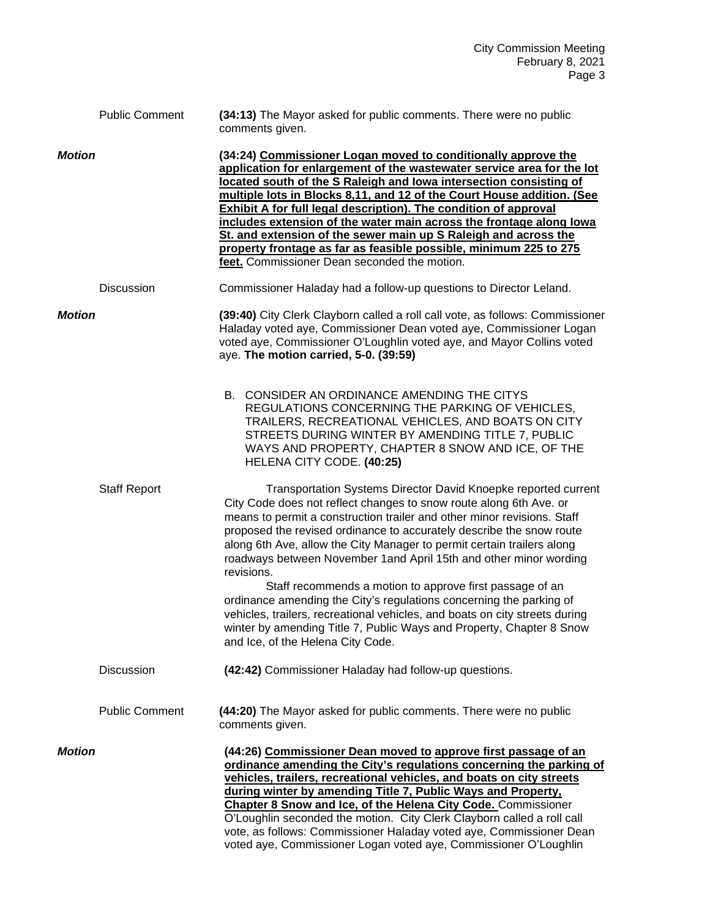Public Comment **(34:13)** The Mayor asked for public comments. There were no public comments given.

***Motion*** **(34:24) Commissioner Logan moved to conditionally approve the application for enlargement of the wastewater service area for the lot located south of the S Raleigh and Iowa intersection consisting of multiple lots in Blocks 8,11, and 12 of the Court House addition. (See Exhibit A for full legal description). The condition of approval includes extension of the water main across the frontage along Iowa St. and extension of the sewer main up S Raleigh and across the property frontage as far as feasible possible, minimum 225 to 275 feet.** Commissioner Dean seconded the motion.

Discussion Commissioner Haladay had a follow-up questions to Director Leland.

***Motion*** **(39:40)** City Clerk Clayborn called a roll call vote, as follows: Commissioner Haladay voted aye, Commissioner Dean voted aye, Commissioner Logan voted aye, Commissioner O'Loughlin voted aye, and Mayor Collins voted aye. **The motion carried, 5-0. (39:59)**

B. CONSIDER AN ORDINANCE AMENDING THE CITYS REGULATIONS CONCERNING THE PARKING OF VEHICLES, TRAILERS, RECREATIONAL VEHICLES, AND BOATS ON CITY STREETS DURING WINTER BY AMENDING TITLE 7, PUBLIC WAYS AND PROPERTY, CHAPTER 8 SNOW AND ICE, OF THE HELENA CITY CODE. **(40:25)**

Staff Report Transportation Systems Director David Knoepke reported current City Code does not reflect changes to snow route along 6th Ave. or means to permit a construction trailer and other minor revisions. Staff proposed the revised ordinance to accurately describe the snow route along 6th Ave, allow the City Manager to permit certain trailers along roadways between November 1and April 15th and other minor wording revisions.

Staff recommends a motion to approve first passage of an ordinance amending the City's regulations concerning the parking of vehicles, trailers, recreational vehicles, and boats on city streets during winter by amending Title 7, Public Ways and Property, Chapter 8 Snow and Ice, of the Helena City Code.

Discussion **(42:42)** Commissioner Haladay had follow-up questions.

Public Comment **(44:20)** The Mayor asked for public comments. There were no public comments given.

***Motion*** **(44:26) Commissioner Dean moved to approve first passage of an ordinance amending the City's regulations concerning the parking of vehicles, trailers, recreational vehicles, and boats on city streets during winter by amending Title 7, Public Ways and Property, Chapter 8 Snow and Ice, of the Helena City Code.** Commissioner O'Loughlin seconded the motion. City Clerk Clayborn called a roll call vote, as follows: Commissioner Haladay voted aye, Commissioner Dean voted aye, Commissioner Logan voted aye, Commissioner O'Loughlin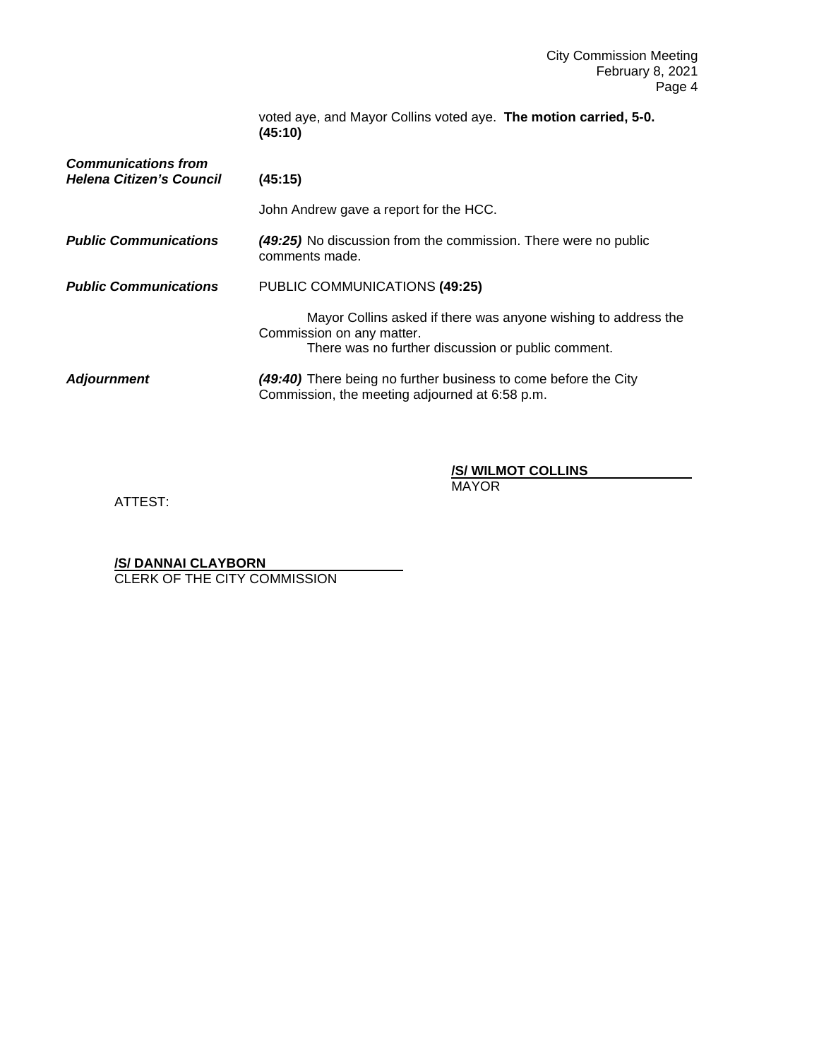voted aye, and Mayor Collins voted aye. **The motion carried, 5-0. (45:10)**

***Communications from Helena Citizen's Council*** **(45:15)**

John Andrew gave a report for the HCC.

***Public Communications*** ***(49:25)*** No discussion from the commission. There were no public comments made.

***Public Communications*** PUBLIC COMMUNICATIONS **(49:25)**

Mayor Collins asked if there was anyone wishing to address the Commission on any matter.

There was no further discussion or public comment.

***Adjournment*** ***(49:40)*** There being no further business to come before the City Commission, the meeting adjourned at 6:58 p.m.

**/S/ WILMOT COLLINS**
MAYOR

ATTEST:

**/S/ DANNAI CLAYBORN**
CLERK OF THE CITY COMMISSION